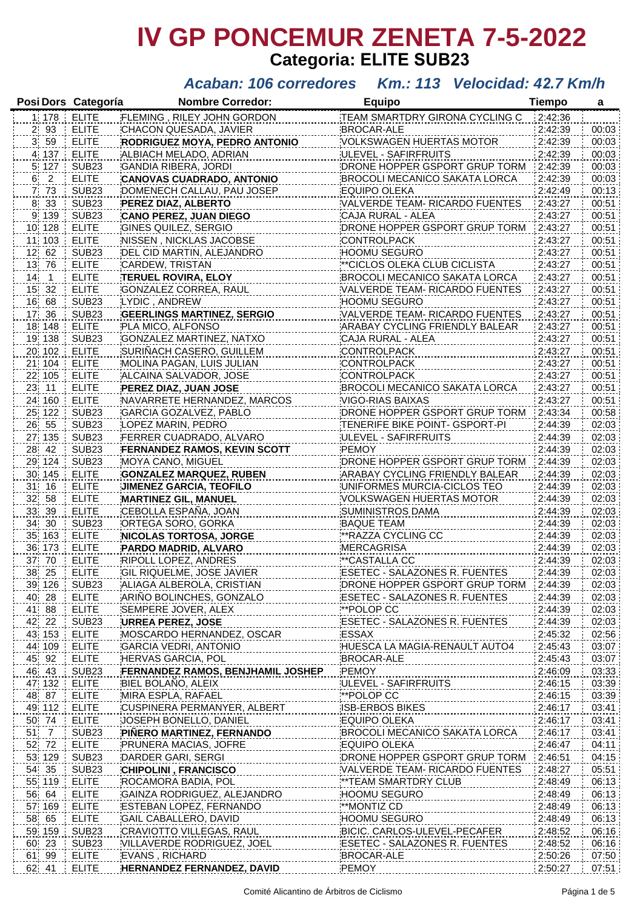# IV GP PONCEMUR ZENETA 7-5-2022

## Categoria: ELITE SUB23

***Acaban: 106 corredores Km.: 113 Velocidad: 42.7 Km/h***

| Posi | Dors | Categoría | Nombre Corredor: | Equipo | Tiempo | a |
|---|---|---|---|---|---|---|
| 1 | 178 | ELITE | FLEMING , RILEY JOHN GORDON | TEAM SMARTDRY GIRONA CYCLING C | 2:42:36 | |
| 2 | 93 | ELITE | CHACON QUESADA, JAVIER | BROCAR-ALE | 2:42:39 | 00:03 |
| 3 | 59 | ELITE | **RODRIGUEZ MOYA, PEDRO ANTONIO** | VOLKSWAGEN HUERTAS MOTOR | 2:42:39 | 00:03 |
| 4 | 137 | ELITE | ALBIACH MELADO, ADRIAN | ULEVEL - SAFIRFRUITS | 2:42:39 | 00:03 |
| 5 | 127 | SUB23 | GANDIA RIBERA, JORDI | DRONE HOPPER GSPORT GRUP TORM | 2:42:39 | 00:03 |
| 6 | 2 | ELITE | **CANOVAS CUADRADO, ANTONIO** | BROCOLI MECANICO SAKATA LORCA | 2:42:39 | 00:03 |
| 7 | 73 | SUB23 | DOMENECH CALLAU, PAU JOSEP | EQUIPO OLEKA | 2:42:49 | 00:13 |
| 8 | 33 | SUB23 | **PEREZ DIAZ, ALBERTO** | VALVERDE TEAM- RICARDO FUENTES | 2:43:27 | 00:51 |
| 9 | 139 | SUB23 | **CANO PEREZ, JUAN DIEGO** | CAJA RURAL - ALEA | 2:43:27 | 00:51 |
| 10 | 128 | ELITE | GINES QUILEZ, SERGIO | DRONE HOPPER GSPORT GRUP TORM | 2:43:27 | 00:51 |
| 11 | 103 | ELITE | NISSEN , NICKLAS JACOBSE | CONTROLPACK | 2:43:27 | 00:51 |
| 12 | 62 | SUB23 | DEL CID MARTIN, ALEJANDRO | HOOMU SEGURO | 2:43:27 | 00:51 |
| 13 | 76 | ELITE | CARDEW, TRISTAN | **CICLOS OLEKA CLUB CICLISTA | 2:43:27 | 00:51 |
| 14 | 1 | ELITE | **TERUEL ROVIRA, ELOY** | BROCOLI MECANICO SAKATA LORCA | 2:43:27 | 00:51 |
| 15 | 32 | ELITE | GONZALEZ CORREA, RAUL | VALVERDE TEAM- RICARDO FUENTES | 2:43:27 | 00:51 |
| 16 | 68 | SUB23 | LYDIC , ANDREW | HOOMU SEGURO | 2:43:27 | 00:51 |
| 17 | 36 | SUB23 | **GEERLINGS MARTINEZ, SERGIO** | VALVERDE TEAM- RICARDO FUENTES | 2:43:27 | 00:51 |
| 18 | 148 | ELITE | PLA MICO, ALFONSO | ARABAY CYCLING FRIENDLY BALEAR | 2:43:27 | 00:51 |
| 19 | 138 | SUB23 | GONZALEZ MARTINEZ, NATXO | CAJA RURAL - ALEA | 2:43:27 | 00:51 |
| 20 | 102 | ELITE | SURIÑACH CASERO, GUILLEM | CONTROLPACK | 2:43:27 | 00:51 |
| 21 | 104 | ELITE | MOLINA PAGAN, LUIS JULIAN | CONTROLPACK | 2:43:27 | 00:51 |
| 22 | 105 | ELITE | ALCAINA SALVADOR, JOSE | CONTROLPACK | 2:43:27 | 00:51 |
| 23 | 11 | ELITE | **PEREZ DIAZ, JUAN JOSE** | BROCOLI MECANICO SAKATA LORCA | 2:43:27 | 00:51 |
| 24 | 160 | ELITE | NAVARRETE HERNANDEZ, MARCOS | VIGO-RIAS BAIXAS | 2:43:27 | 00:51 |
| 25 | 122 | SUB23 | GARCIA GOZALVEZ, PABLO | DRONE HOPPER GSPORT GRUP TORM | 2:43:34 | 00:58 |
| 26 | 55 | SUB23 | LOPEZ MARIN, PEDRO | TENERIFE BIKE POINT- GSPORT-PI | 2:44:39 | 02:03 |
| 27 | 135 | SUB23 | FERRER CUADRADO, ALVARO | ULEVEL - SAFIRFRUITS | 2:44:39 | 02:03 |
| 28 | 42 | SUB23 | **FERNANDEZ RAMOS, KEVIN SCOTT** | PEMOY | 2:44:39 | 02:03 |
| 29 | 124 | SUB23 | MOYA CANO, MIGUEL | DRONE HOPPER GSPORT GRUP TORM | 2:44:39 | 02:03 |
| 30 | 145 | ELITE | **GONZALEZ MARQUEZ, RUBEN** | ARABAY CYCLING FRIENDLY BALEAR | 2:44:39 | 02:03 |
| 31 | 16 | ELITE | **JIMENEZ GARCIA, TEOFILO** | UNIFORMES MURCIA-CICLOS TEO | 2:44:39 | 02:03 |
| 32 | 58 | ELITE | **MARTINEZ GIL, MANUEL** | VOLKSWAGEN HUERTAS MOTOR | 2:44:39 | 02:03 |
| 33 | 39 | ELITE | CEBOLLA ESPAÑA, JOAN | SUMINISTROS DAMA | 2:44:39 | 02:03 |
| 34 | 30 | SUB23 | ORTEGA SORO, GORKA | BAQUE TEAM | 2:44:39 | 02:03 |
| 35 | 163 | ELITE | **NICOLAS TORTOSA, JORGE** | **RAZZA CYCLING CC | 2:44:39 | 02:03 |
| 36 | 173 | ELITE | **PARDO MADRID, ALVARO** | MERCAGRISA | 2:44:39 | 02:03 |
| 37 | 70 | ELITE | RIPOLL LOPEZ, ANDRES | **CASTALLA CC | 2:44:39 | 02:03 |
| 38 | 25 | ELITE | GIL RIQUELME, JOSE JAVIER | ESETEC - SALAZONES R. FUENTES | 2:44:39 | 02:03 |
| 39 | 126 | SUB23 | ALIAGA ALBEROLA, CRISTIAN | DRONE HOPPER GSPORT GRUP TORM | 2:44:39 | 02:03 |
| 40 | 28 | ELITE | ARIÑO BOLINCHES, GONZALO | ESETEC - SALAZONES R. FUENTES | 2:44:39 | 02:03 |
| 41 | 88 | ELITE | SEMPERE JOVER, ALEX | **POLOP CC | 2:44:39 | 02:03 |
| 42 | 22 | SUB23 | **URREA PEREZ, JOSE** | ESETEC - SALAZONES R. FUENTES | 2:44:39 | 02:03 |
| 43 | 153 | ELITE | MOSCARDO HERNANDEZ, OSCAR | ESSAX | 2:45:32 | 02:56 |
| 44 | 109 | ELITE | GARCIA VEDRI, ANTONIO | HUESCA LA MAGIA-RENAULT AUTO4 | 2:45:43 | 03:07 |
| 45 | 92 | ELITE | HERVAS GARCIA, POL | BROCAR-ALE | 2:45:43 | 03:07 |
| 46 | 43 | SUB23 | **FERNANDEZ RAMOS, BENJHAMIL JOSHEP** | PEMOY | 2:46:09 | 03:33 |
| 47 | 132 | ELITE | BIEL BOLAÑO, ALEIX | ULEVEL - SAFIRFRUITS | 2:46:15 | 03:39 |
| 48 | 87 | ELITE | MIRA ESPLA, RAFAEL | **POLOP CC | 2:46:15 | 03:39 |
| 49 | 112 | ELITE | CUSPINERA PERMANYER, ALBERT | ISB-ERBOS BIKES | 2:46:17 | 03:41 |
| 50 | 74 | ELITE | JOSEPH BONELLO, DANIEL | EQUIPO OLEKA | 2:46:17 | 03:41 |
| 51 | 7 | SUB23 | **PIÑERO MARTINEZ, FERNANDO** | BROCOLI MECANICO SAKATA LORCA | 2:46:17 | 03:41 |
| 52 | 72 | ELITE | PRUNERA MACIAS, JOFRE | EQUIPO OLEKA | 2:46:47 | 04:11 |
| 53 | 129 | SUB23 | DARDER GARI, SERGI | DRONE HOPPER GSPORT GRUP TORM | 2:46:51 | 04:15 |
| 54 | 35 | SUB23 | **CHIPOLINI , FRANCISCO** | VALVERDE TEAM- RICARDO FUENTES | 2:48:27 | 05:51 |
| 55 | 119 | ELITE | ROCAMORA BADIA, POL | **TEAM SMARTDRY CLUB | 2:48:49 | 06:13 |
| 56 | 64 | ELITE | GAINZA RODRIGUEZ, ALEJANDRO | HOOMU SEGURO | 2:48:49 | 06:13 |
| 57 | 169 | ELITE | ESTEBAN LOPEZ, FERNANDO | **MONTIZ CD | 2:48:49 | 06:13 |
| 58 | 65 | ELITE | GAIL CABALLERO, DAVID | HOOMU SEGURO | 2:48:49 | 06:13 |
| 59 | 159 | SUB23 | CRAVIOTTO VILLEGAS, RAUL | BICIC. CARLOS-ULEVEL-PECAFER | 2:48:52 | 06:16 |
| 60 | 23 | SUB23 | VILLAVERDE RODRIGUEZ, JOEL | ESETEC - SALAZONES R. FUENTES | 2:48:52 | 06:16 |
| 61 | 99 | ELITE | EVANS , RICHARD | BROCAR-ALE | 2:50:26 | 07:50 |
| 62 | 41 | ELITE | **HERNANDEZ FERNANDEZ, DAVID** | PEMOY | 2:50:27 | 07:51 |

Comité Alicantino de Árbitros de Ciclismo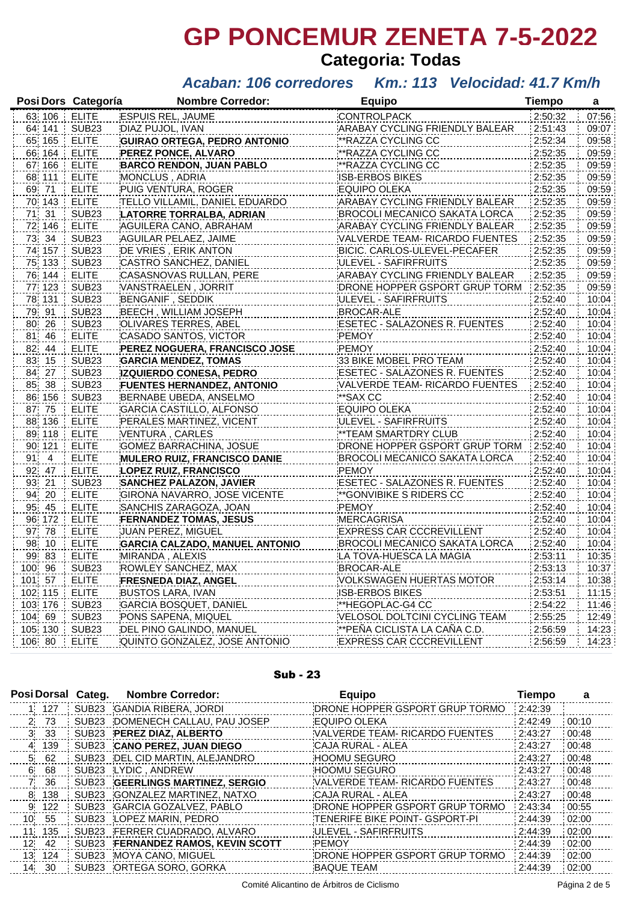# GP PONCEMUR ZENETA 7-5-2022

## Categoria: Todas

### *Acaban: 106 corredores   Km.: 113   Velocidad: 41.7 Km/h*

| Posi | Dors | Categoría | Nombre Corredor: | Equipo | Tiempo | a |
|---|---|---|---|---|---|---|
| 63 | 106 | ELITE | ESPUIS REL, JAUME | CONTROLPACK | 2:50:32 | 07:56 |
| 64 | 141 | SUB23 | DIAZ PUJOL, IVAN | ARABAY CYCLING FRIENDLY BALEAR | 2:51:43 | 09:07 |
| 65 | 165 | ELITE | **GUIRAO ORTEGA, PEDRO ANTONIO** | **RAZZA CYCLING CC | 2:52:34 | 09:58 |
| 66 | 164 | ELITE | **PEREZ PONCE, ALVARO** | **RAZZA CYCLING CC | 2:52:35 | 09:59 |
| 67 | 166 | ELITE | **BARCO RENDON, JUAN PABLO** | **RAZZA CYCLING CC | 2:52:35 | 09:59 |
| 68 | 111 | ELITE | MONCLUS , ADRIA | ISB-ERBOS BIKES | 2:52:35 | 09:59 |
| 69 | 71 | ELITE | PUIG VENTURA, ROGER | EQUIPO OLEKA | 2:52:35 | 09:59 |
| 70 | 143 | ELITE | TELLO VILLAMIL, DANIEL EDUARDO | ARABAY CYCLING FRIENDLY BALEAR | 2:52:35 | 09:59 |
| 71 | 31 | SUB23 | **LATORRE TORRALBA, ADRIAN** | BROCOLI MECANICO SAKATA LORCA | 2:52:35 | 09:59 |
| 72 | 146 | ELITE | AGUILERA CANO, ABRAHAM | ARABAY CYCLING FRIENDLY BALEAR | 2:52:35 | 09:59 |
| 73 | 34 | SUB23 | AGUILAR PELAEZ, JAIME | VALVERDE TEAM- RICARDO FUENTES | 2:52:35 | 09:59 |
| 74 | 157 | SUB23 | DE VRIES , ERIK ANTON | BICIC. CARLOS-ULEVEL-PECAFER | 2:52:35 | 09:59 |
| 75 | 133 | SUB23 | CASTRO SANCHEZ, DANIEL | ULEVEL - SAFIRFRUITS | 2:52:35 | 09:59 |
| 76 | 144 | ELITE | CASASNOVAS RULLAN, PERE | ARABAY CYCLING FRIENDLY BALEAR | 2:52:35 | 09:59 |
| 77 | 123 | SUB23 | VANSTRAELEN , JORRIT | DRONE HOPPER GSPORT GRUP TORM | 2:52:35 | 09:59 |
| 78 | 131 | SUB23 | BENGANIF , SEDDIK | ULEVEL - SAFIRFRUITS | 2:52:40 | 10:04 |
| 79 | 91 | SUB23 | BEECH , WILLIAM JOSEPH | BROCAR-ALE | 2:52:40 | 10:04 |
| 80 | 26 | SUB23 | OLIVARES TERRES, ABEL | ESETEC - SALAZONES R. FUENTES | 2:52:40 | 10:04 |
| 81 | 46 | ELITE | CASADO SANTOS, VICTOR | PEMOY | 2:52:40 | 10:04 |
| 82 | 44 | ELITE | **PEREZ NOGUERA, FRANCISCO JOSE** | PEMOY | 2:52:40 | 10:04 |
| 83 | 15 | SUB23 | **GARCIA MENDEZ, TOMAS** | 33 BIKE MOBEL PRO TEAM | 2:52:40 | 10:04 |
| 84 | 27 | SUB23 | **IZQUIERDO CONESA, PEDRO** | ESETEC - SALAZONES R. FUENTES | 2:52:40 | 10:04 |
| 85 | 38 | SUB23 | **FUENTES HERNANDEZ, ANTONIO** | VALVERDE TEAM- RICARDO FUENTES | 2:52:40 | 10:04 |
| 86 | 156 | SUB23 | BERNABE UBEDA, ANSELMO | **SAX CC | 2:52:40 | 10:04 |
| 87 | 75 | ELITE | GARCIA CASTILLO, ALFONSO | EQUIPO OLEKA | 2:52:40 | 10:04 |
| 88 | 136 | ELITE | PERALES MARTINEZ, VICENT | ULEVEL - SAFIRFRUITS | 2:52:40 | 10:04 |
| 89 | 118 | ELITE | VENTURA , CARLES | **TEAM SMARTDRY CLUB | 2:52:40 | 10:04 |
| 90 | 121 | ELITE | GOMEZ BARRACHINA, JOSUE | DRONE HOPPER GSPORT GRUP TORM | 2:52:40 | 10:04 |
| 91 | 4 | ELITE | **MULERO RUIZ, FRANCISCO DANIE** | BROCOLI MECANICO SAKATA LORCA | 2:52:40 | 10:04 |
| 92 | 47 | ELITE | **LOPEZ RUIZ, FRANCISCO** | PEMOY | 2:52:40 | 10:04 |
| 93 | 21 | SUB23 | **SANCHEZ PALAZON, JAVIER** | ESETEC - SALAZONES R. FUENTES | 2:52:40 | 10:04 |
| 94 | 20 | ELITE | GIRONA NAVARRO, JOSE VICENTE | **GONVIBIKE S RIDERS CC | 2:52:40 | 10:04 |
| 95 | 45 | ELITE | SANCHIS ZARAGOZA, JOAN | PEMOY | 2:52:40 | 10:04 |
| 96 | 172 | ELITE | **FERNANDEZ TOMAS, JESUS** | MERCAGRISA | 2:52:40 | 10:04 |
| 97 | 78 | ELITE | JUAN PEREZ, MIGUEL | EXPRESS CAR CCCREVILLENT | 2:52:40 | 10:04 |
| 98 | 10 | ELITE | **GARCIA CALZADO, MANUEL ANTONIO** | BROCOLI MECANICO SAKATA LORCA | 2:52:40 | 10:04 |
| 99 | 83 | ELITE | MIRANDA , ALEXIS | LA TOVA-HUESCA LA MAGIA | 2:53:11 | 10:35 |
| 100 | 96 | SUB23 | ROWLEY SANCHEZ, MAX | BROCAR-ALE | 2:53:13 | 10:37 |
| 101 | 57 | ELITE | **FRESNEDA DIAZ, ANGEL** | VOLKSWAGEN HUERTAS MOTOR | 2:53:14 | 10:38 |
| 102 | 115 | ELITE | BUSTOS LARA, IVAN | ISB-ERBOS BIKES | 2:53:51 | 11:15 |
| 103 | 176 | SUB23 | GARCIA BOSQUET, DANIEL | **HEGOPLAC-G4 CC | 2:54:22 | 11:46 |
| 104 | 69 | SUB23 | PONS SAPENA, MIQUEL | VELOSOL DOLTCINI CYCLING TEAM | 2:55:25 | 12:49 |
| 105 | 130 | SUB23 | DEL PINO GALINDO, MANUEL | **PEÑA CICLISTA LA CAÑA C.D. | 2:56:59 | 14:23 |
| 106 | 80 | ELITE | QUINTO GONZALEZ, JOSE ANTONIO | EXPRESS CAR CCCREVILLENT | 2:56:59 | 14:23 |

## Sub - 23

| Posi | Dorsal | Categ. | Nombre Corredor: | Equipo | Tiempo | a |
|---|---|---|---|---|---|---|
| 1 | 127 | SUB23 | GANDIA RIBERA, JORDI | DRONE HOPPER GSPORT GRUP TORMO | 2:42:39 | |
| 2 | 73 | SUB23 | DOMENECH CALLAU, PAU JOSEP | EQUIPO OLEKA | 2:42:49 | 00:10 |
| 3 | 33 | SUB23 | **PEREZ DIAZ, ALBERTO** | VALVERDE TEAM- RICARDO FUENTES | 2:43:27 | 00:48 |
| 4 | 139 | SUB23 | **CANO PEREZ, JUAN DIEGO** | CAJA RURAL - ALEA | 2:43:27 | 00:48 |
| 5 | 62 | SUB23 | DEL CID MARTIN, ALEJANDRO | HOOMU SEGURO | 2:43:27 | 00:48 |
| 6 | 68 | SUB23 | LYDIC , ANDREW | HOOMU SEGURO | 2:43:27 | 00:48 |
| 7 | 36 | SUB23 | **GEERLINGS MARTINEZ, SERGIO** | VALVERDE TEAM- RICARDO FUENTES | 2:43:27 | 00:48 |
| 8 | 138 | SUB23 | GONZALEZ MARTINEZ, NATXO | CAJA RURAL - ALEA | 2:43:27 | 00:48 |
| 9 | 122 | SUB23 | GARCIA GOZALVEZ, PABLO | DRONE HOPPER GSPORT GRUP TORMO | 2:43:34 | 00:55 |
| 10 | 55 | SUB23 | LOPEZ MARIN, PEDRO | TENERIFE BIKE POINT- GSPORT-PI | 2:44:39 | 02:00 |
| 11 | 135 | SUB23 | FERRER CUADRADO, ALVARO | ULEVEL - SAFIRFRUITS | 2:44:39 | 02:00 |
| 12 | 42 | SUB23 | **FERNANDEZ RAMOS, KEVIN SCOTT** | PEMOY | 2:44:39 | 02:00 |
| 13 | 124 | SUB23 | MOYA CANO, MIGUEL | DRONE HOPPER GSPORT GRUP TORMO | 2:44:39 | 02:00 |
| 14 | 30 | SUB23 | ORTEGA SORO, GORKA | BAQUE TEAM | 2:44:39 | 02:00 |

Comité Alicantino de Árbitros de Ciclismo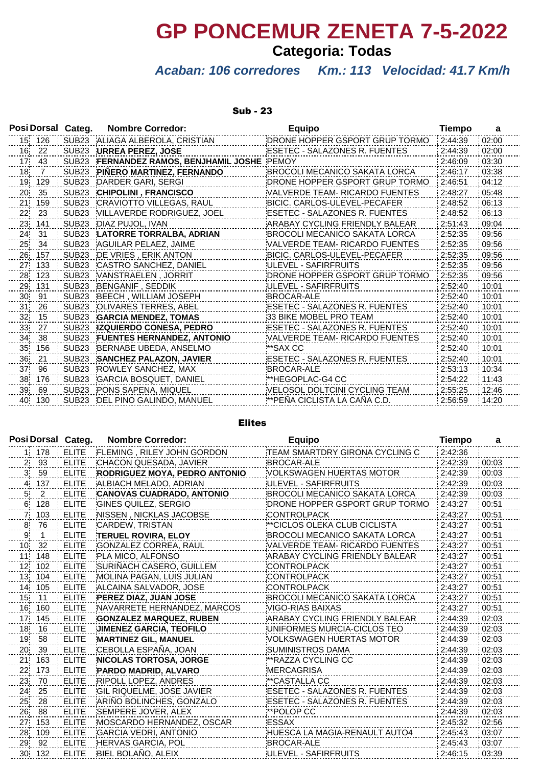# GP PONCEMUR ZENETA 7-5-2022

## Categoria: Todas

***Acaban: 106 corredores    Km.: 113   Velocidad: 41.7 Km/h***

### Sub - 23

| Posi | Dorsal | Categ. | Nombre Corredor: | Equipo | Tiempo | a |
|---|---|---|---|---|---|---|
| 15 | 126 | SUB23 | ALIAGA ALBEROLA, CRISTIAN | DRONE HOPPER GSPORT GRUP TORMO | 2:44:39 | 02:00 |
| 16 | 22 | SUB23 | **URREA PEREZ, JOSE** | ESETEC - SALAZONES R. FUENTES | 2:44:39 | 02:00 |
| 17 | 43 | SUB23 | **FERNANDEZ RAMOS, BENJHAMIL JOSHE** | PEMOY | 2:46:09 | 03:30 |
| 18 | 7 | SUB23 | **PIÑERO MARTINEZ, FERNANDO** | BROCOLI MECANICO SAKATA LORCA | 2:46:17 | 03:38 |
| 19 | 129 | SUB23 | DARDER GARI, SERGI | DRONE HOPPER GSPORT GRUP TORMO | 2:46:51 | 04:12 |
| 20 | 35 | SUB23 | **CHIPOLINI , FRANCISCO** | VALVERDE TEAM- RICARDO FUENTES | 2:48:27 | 05:48 |
| 21 | 159 | SUB23 | CRAVIOTTO VILLEGAS, RAUL | BICIC. CARLOS-ULEVEL-PECAFER | 2:48:52 | 06:13 |
| 22 | 23 | SUB23 | VILLAVERDE RODRIGUEZ, JOEL | ESETEC - SALAZONES R. FUENTES | 2:48:52 | 06:13 |
| 23 | 141 | SUB23 | DIAZ PUJOL, IVAN | ARABAY CYCLING FRIENDLY BALEAR | 2:51:43 | 09:04 |
| 24 | 31 | SUB23 | **LATORRE TORRALBA, ADRIAN** | BROCOLI MECANICO SAKATA LORCA | 2:52:35 | 09:56 |
| 25 | 34 | SUB23 | AGUILAR PELAEZ, JAIME | VALVERDE TEAM- RICARDO FUENTES | 2:52:35 | 09:56 |
| 26 | 157 | SUB23 | DE VRIES , ERIK ANTON | BICIC. CARLOS-ULEVEL-PECAFER | 2:52:35 | 09:56 |
| 27 | 133 | SUB23 | CASTRO SANCHEZ, DANIEL | ULEVEL - SAFIRFRUITS | 2:52:35 | 09:56 |
| 28 | 123 | SUB23 | VANSTRAELEN , JORRIT | DRONE HOPPER GSPORT GRUP TORMO | 2:52:35 | 09:56 |
| 29 | 131 | SUB23 | BENGANIF , SEDDIK | ULEVEL - SAFIRFRUITS | 2:52:40 | 10:01 |
| 30 | 91 | SUB23 | BEECH , WILLIAM JOSEPH | BROCAR-ALE | 2:52:40 | 10:01 |
| 31 | 26 | SUB23 | OLIVARES TERRES, ABEL | ESETEC - SALAZONES R. FUENTES | 2:52:40 | 10:01 |
| 32 | 15 | SUB23 | **GARCIA MENDEZ, TOMAS** | 33 BIKE MOBEL PRO TEAM | 2:52:40 | 10:01 |
| 33 | 27 | SUB23 | **IZQUIERDO CONESA, PEDRO** | ESETEC - SALAZONES R. FUENTES | 2:52:40 | 10:01 |
| 34 | 38 | SUB23 | **FUENTES HERNANDEZ, ANTONIO** | VALVERDE TEAM- RICARDO FUENTES | 2:52:40 | 10:01 |
| 35 | 156 | SUB23 | BERNABE UBEDA, ANSELMO | **SAX CC | 2:52:40 | 10:01 |
| 36 | 21 | SUB23 | **SANCHEZ PALAZON, JAVIER** | ESETEC - SALAZONES R. FUENTES | 2:52:40 | 10:01 |
| 37 | 96 | SUB23 | ROWLEY SANCHEZ, MAX | BROCAR-ALE | 2:53:13 | 10:34 |
| 38 | 176 | SUB23 | GARCIA BOSQUET, DANIEL | **HEGOPLAC-G4 CC | 2:54:22 | 11:43 |
| 39 | 69 | SUB23 | PONS SAPENA, MIQUEL | VELOSOL DOLTCINI CYCLING TEAM | 2:55:25 | 12:46 |
| 40 | 130 | SUB23 | DEL PINO GALINDO, MANUEL | **PEÑA CICLISTA LA CAÑA C.D. | 2:56:59 | 14:20 |

### Elites

| Posi | Dorsal | Categ. | Nombre Corredor: | Equipo | Tiempo | a |
|---|---|---|---|---|---|---|
| 1 | 178 | ELITE | FLEMING , RILEY JOHN GORDON | TEAM SMARTDRY GIRONA CYCLING C | 2:42:36 | |
| 2 | 93 | ELITE | CHACON QUESADA, JAVIER | BROCAR-ALE | 2:42:39 | 00:03 |
| 3 | 59 | ELITE | **RODRIGUEZ MOYA, PEDRO ANTONIO** | VOLKSWAGEN HUERTAS MOTOR | 2:42:39 | 00:03 |
| 4 | 137 | ELITE | ALBIACH MELADO, ADRIAN | ULEVEL - SAFIRFRUITS | 2:42:39 | 00:03 |
| 5 | 2 | ELITE | **CANOVAS CUADRADO, ANTONIO** | BROCOLI MECANICO SAKATA LORCA | 2:42:39 | 00:03 |
| 6 | 128 | ELITE | GINES QUILEZ, SERGIO | DRONE HOPPER GSPORT GRUP TORMO | 2:43:27 | 00:51 |
| 7 | 103 | ELITE | NISSEN , NICKLAS JACOBSE | CONTROLPACK | 2:43:27 | 00:51 |
| 8 | 76 | ELITE | CARDEW, TRISTAN | **CICLOS OLEKA CLUB CICLISTA | 2:43:27 | 00:51 |
| 9 | 1 | ELITE | **TERUEL ROVIRA, ELOY** | BROCOLI MECANICO SAKATA LORCA | 2:43:27 | 00:51 |
| 10 | 32 | ELITE | GONZALEZ CORREA, RAUL | VALVERDE TEAM- RICARDO FUENTES | 2:43:27 | 00:51 |
| 11 | 148 | ELITE | PLA MICO, ALFONSO | ARABAY CYCLING FRIENDLY BALEAR | 2:43:27 | 00:51 |
| 12 | 102 | ELITE | SURIÑACH CASERO, GUILLEM | CONTROLPACK | 2:43:27 | 00:51 |
| 13 | 104 | ELITE | MOLINA PAGAN, LUIS JULIAN | CONTROLPACK | 2:43:27 | 00:51 |
| 14 | 105 | ELITE | ALCAINA SALVADOR, JOSE | CONTROLPACK | 2:43:27 | 00:51 |
| 15 | 11 | ELITE | **PEREZ DIAZ, JUAN JOSE** | BROCOLI MECANICO SAKATA LORCA | 2:43:27 | 00:51 |
| 16 | 160 | ELITE | NAVARRETE HERNANDEZ, MARCOS | VIGO-RIAS BAIXAS | 2:43:27 | 00:51 |
| 17 | 145 | ELITE | **GONZALEZ MARQUEZ, RUBEN** | ARABAY CYCLING FRIENDLY BALEAR | 2:44:39 | 02:03 |
| 18 | 16 | ELITE | **JIMENEZ GARCIA, TEOFILO** | UNIFORMES MURCIA-CICLOS TEO | 2:44:39 | 02:03 |
| 19 | 58 | ELITE | **MARTINEZ GIL, MANUEL** | VOLKSWAGEN HUERTAS MOTOR | 2:44:39 | 02:03 |
| 20 | 39 | ELITE | CEBOLLA ESPAÑA, JOAN | SUMINISTROS DAMA | 2:44:39 | 02:03 |
| 21 | 163 | ELITE | **NICOLAS TORTOSA, JORGE** | **RAZZA CYCLING CC | 2:44:39 | 02:03 |
| 22 | 173 | ELITE | **PARDO MADRID, ALVARO** | MERCAGRISA | 2:44:39 | 02:03 |
| 23 | 70 | ELITE | RIPOLL LOPEZ, ANDRES | **CASTALLA CC | 2:44:39 | 02:03 |
| 24 | 25 | ELITE | GIL RIQUELME, JOSE JAVIER | ESETEC - SALAZONES R. FUENTES | 2:44:39 | 02:03 |
| 25 | 28 | ELITE | ARIÑO BOLINCHES, GONZALO | ESETEC - SALAZONES R. FUENTES | 2:44:39 | 02:03 |
| 26 | 88 | ELITE | SEMPERE JOVER, ALEX | **POLOP CC | 2:44:39 | 02:03 |
| 27 | 153 | ELITE | MOSCARDO HERNANDEZ, OSCAR | ESSAX | 2:45:32 | 02:56 |
| 28 | 109 | ELITE | GARCIA VEDRI, ANTONIO | HUESCA LA MAGIA-RENAULT AUTO4 | 2:45:43 | 03:07 |
| 29 | 92 | ELITE | HERVAS GARCIA, POL | BROCAR-ALE | 2:45:43 | 03:07 |
| 30 | 132 | ELITE | BIEL BOLAÑO, ALEIX | ULEVEL - SAFIRFRUITS | 2:46:15 | 03:39 |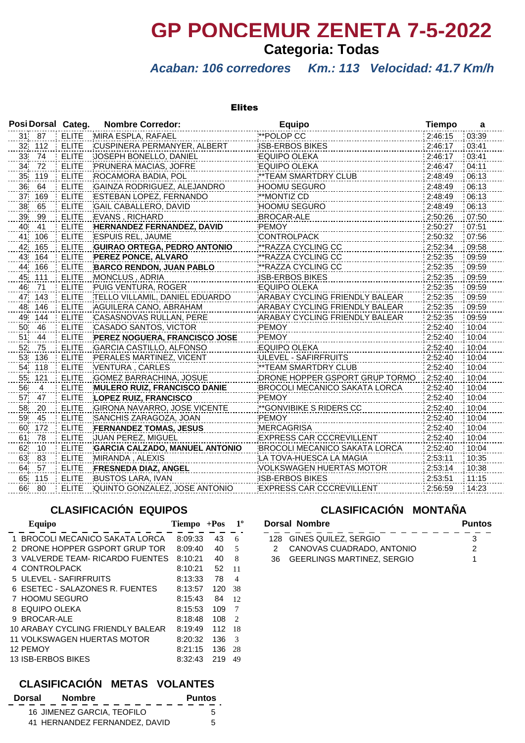# GP PONCEMUR ZENETA 7-5-2022

## Categoria: Todas

***Acaban: 106 corredores Km.: 113 Velocidad: 41.7 Km/h***

### Elites

| Posi | Dorsal | Categ. | Nombre Corredor: | Equipo | Tiempo | a |
|---|---|---|---|---|---|---|
| 31 | 87 | ELITE | MIRA ESPLA, RAFAEL | **POLOP CC | 2:46:15 | 03:39 |
| 32 | 112 | ELITE | CUSPINERA PERMANYER, ALBERT | ISB-ERBOS BIKES | 2:46:17 | 03:41 |
| 33 | 74 | ELITE | JOSEPH BONELLO, DANIEL | EQUIPO OLEKA | 2:46:17 | 03:41 |
| 34 | 72 | ELITE | PRUNERA MACIAS, JOFRE | EQUIPO OLEKA | 2:46:47 | 04:11 |
| 35 | 119 | ELITE | ROCAMORA BADIA, POL | **TEAM SMARTDRY CLUB | 2:48:49 | 06:13 |
| 36 | 64 | ELITE | GAINZA RODRIGUEZ, ALEJANDRO | HOOMU SEGURO | 2:48:49 | 06:13 |
| 37 | 169 | ELITE | ESTEBAN LOPEZ, FERNANDO | **MONTIZ CD | 2:48:49 | 06:13 |
| 38 | 65 | ELITE | GAIL CABALLERO, DAVID | HOOMU SEGURO | 2:48:49 | 06:13 |
| 39 | 99 | ELITE | EVANS , RICHARD | BROCAR-ALE | 2:50:26 | 07:50 |
| 40 | 41 | ELITE | **HERNANDEZ FERNANDEZ, DAVID** | PEMOY | 2:50:27 | 07:51 |
| 41 | 106 | ELITE | ESPUIS REL, JAUME | CONTROLPACK | 2:50:32 | 07:56 |
| 42 | 165 | ELITE | **GUIRAO ORTEGA, PEDRO ANTONIO** | **RAZZA CYCLING CC | 2:52:34 | 09:58 |
| 43 | 164 | ELITE | **PEREZ PONCE, ALVARO** | **RAZZA CYCLING CC | 2:52:35 | 09:59 |
| 44 | 166 | ELITE | **BARCO RENDON, JUAN PABLO** | **RAZZA CYCLING CC | 2:52:35 | 09:59 |
| 45 | 111 | ELITE | MONCLUS , ADRIA | ISB-ERBOS BIKES | 2:52:35 | 09:59 |
| 46 | 71 | ELITE | PUIG VENTURA, ROGER | EQUIPO OLEKA | 2:52:35 | 09:59 |
| 47 | 143 | ELITE | TELLO VILLAMIL, DANIEL EDUARDO | ARABAY CYCLING FRIENDLY BALEAR | 2:52:35 | 09:59 |
| 48 | 146 | ELITE | AGUILERA CANO, ABRAHAM | ARABAY CYCLING FRIENDLY BALEAR | 2:52:35 | 09:59 |
| 49 | 144 | ELITE | CASASNOVAS RULLAN, PERE | ARABAY CYCLING FRIENDLY BALEAR | 2:52:35 | 09:59 |
| 50 | 46 | ELITE | CASADO SANTOS, VICTOR | PEMOY | 2:52:40 | 10:04 |
| 51 | 44 | ELITE | **PEREZ NOGUERA, FRANCISCO JOSE** | PEMOY | 2:52:40 | 10:04 |
| 52 | 75 | ELITE | GARCIA CASTILLO, ALFONSO | EQUIPO OLEKA | 2:52:40 | 10:04 |
| 53 | 136 | ELITE | PERALES MARTINEZ, VICENT | ULEVEL - SAFIRFRUITS | 2:52:40 | 10:04 |
| 54 | 118 | ELITE | VENTURA , CARLES | **TEAM SMARTDRY CLUB | 2:52:40 | 10:04 |
| 55 | 121 | ELITE | GOMEZ BARRACHINA, JOSUE | DRONE HOPPER GSPORT GRUP TORMO | 2:52:40 | 10:04 |
| 56 | 4 | ELITE | **MULERO RUIZ, FRANCISCO DANIE** | BROCOLI MECANICO SAKATA LORCA | 2:52:40 | 10:04 |
| 57 | 47 | ELITE | **LOPEZ RUIZ, FRANCISCO** | PEMOY | 2:52:40 | 10:04 |
| 58 | 20 | ELITE | GIRONA NAVARRO, JOSE VICENTE | **GONVIBIKE S RIDERS CC | 2:52:40 | 10:04 |
| 59 | 45 | ELITE | SANCHIS ZARAGOZA, JOAN | PEMOY | 2:52:40 | 10:04 |
| 60 | 172 | ELITE | **FERNANDEZ TOMAS, JESUS** | MERCAGRISA | 2:52:40 | 10:04 |
| 61 | 78 | ELITE | JUAN PEREZ, MIGUEL | EXPRESS CAR CCCREVILLENT | 2:52:40 | 10:04 |
| 62 | 10 | ELITE | **GARCIA CALZADO, MANUEL ANTONIO** | BROCOLI MECANICO SAKATA LORCA | 2:52:40 | 10:04 |
| 63 | 83 | ELITE | MIRANDA , ALEXIS | LA TOVA-HUESCA LA MAGIA | 2:53:11 | 10:35 |
| 64 | 57 | ELITE | **FRESNEDA DIAZ, ANGEL** | VOLKSWAGEN HUERTAS MOTOR | 2:53:14 | 10:38 |
| 65 | 115 | ELITE | BUSTOS LARA, IVAN | ISB-ERBOS BIKES | 2:53:51 | 11:15 |
| 66 | 80 | ELITE | QUINTO GONZALEZ, JOSE ANTONIO | EXPRESS CAR CCCREVILLENT | 2:56:59 | 14:23 |

## CLASIFICACIÓN EQUIPOS

| | Equipo | Tiempo | +Pos | 1º |
|---|---|---|---|---|
| 1 | BROCOLI MECANICO SAKATA LORCA | 8:09:33 | 43 | 6 |
| 2 | DRONE HOPPER GSPORT GRUP TOR | 8:09:40 | 40 | 5 |
| 3 | VALVERDE TEAM- RICARDO FUENTES | 8:10:21 | 40 | 8 |
| 4 | CONTROLPACK | 8:10:21 | 52 | 11 |
| 5 | ULEVEL - SAFIRFRUITS | 8:13:33 | 78 | 4 |
| 6 | ESETEC - SALAZONES R. FUENTES | 8:13:57 | 120 | 38 |
| 7 | HOOMU SEGURO | 8:15:43 | 84 | 12 |
| 8 | EQUIPO OLEKA | 8:15:53 | 109 | 7 |
| 9 | BROCAR-ALE | 8:18:48 | 108 | 2 |
| 10 | ARABAY CYCLING FRIENDLY BALEAR | 8:19:49 | 112 | 18 |
| 11 | VOLKSWAGEN HUERTAS MOTOR | 8:20:32 | 136 | 3 |
| 12 | PEMOY | 8:21:15 | 136 | 28 |
| 13 | ISB-ERBOS BIKES | 8:32:43 | 219 | 49 |

## CLASIFICACIÓN MONTAÑA

| Dorsal | Nombre | Puntos |
|---|---|---|
| 128 | GINES QUILEZ, SERGIO | 3 |
| 2 | CANOVAS CUADRADO, ANTONIO | 2 |
| 36 | GEERLINGS MARTINEZ, SERGIO | 1 |

## CLASIFICACIÓN METAS VOLANTES

| Dorsal | Nombre | Puntos |
|---|---|---|
| 16 | JIMENEZ GARCIA, TEOFILO | 5 |
| 41 | HERNANDEZ FERNANDEZ, DAVID | 5 |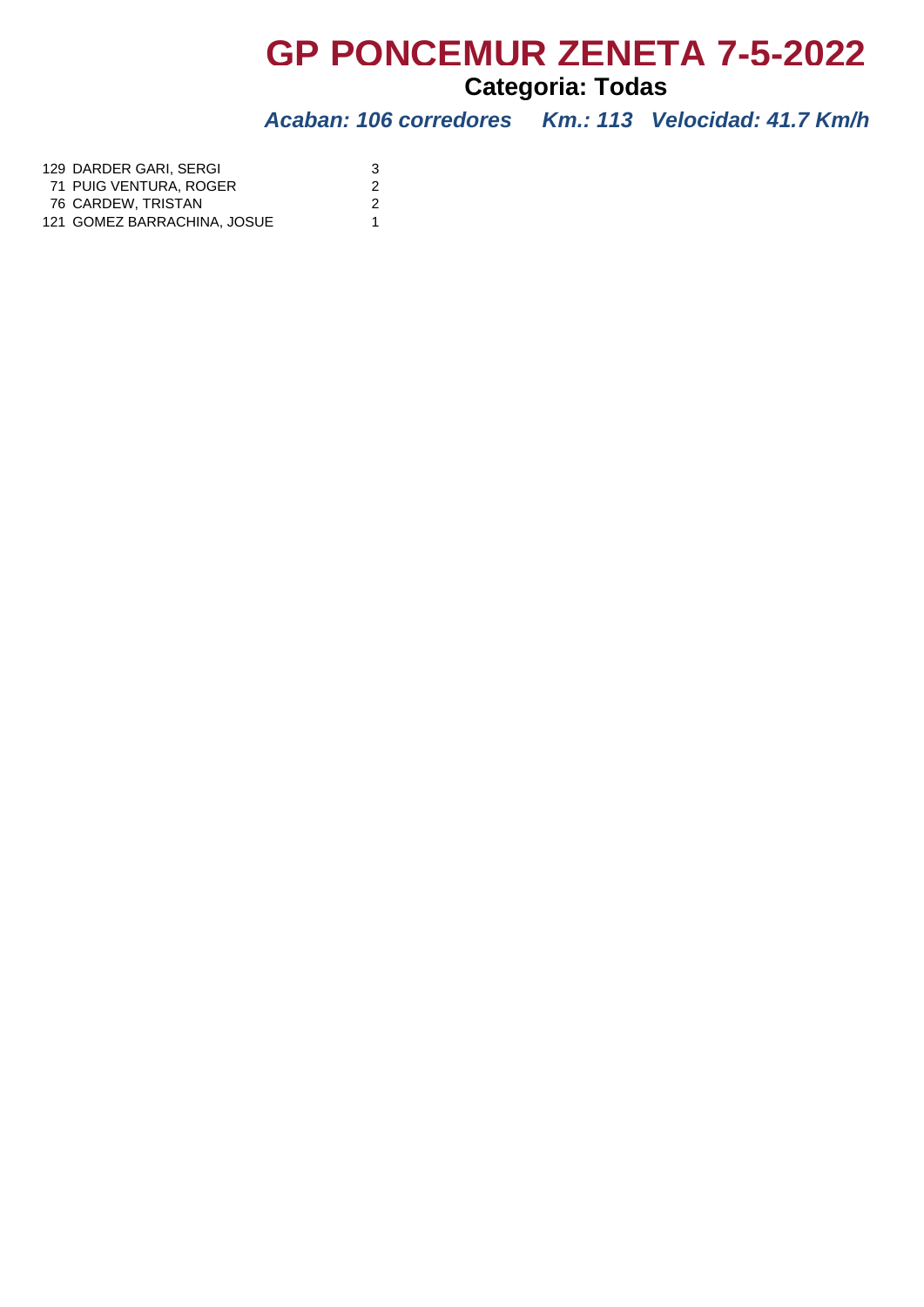# GP PONCEMUR ZENETA 7-5-2022

**Categoria: Todas**

***Acaban: 106 corredores    Km.: 113   Velocidad: 41.7 Km/h***

| | | |
|---|---|---|
| 129 | DARDER GARI, SERGI | 3 |
| 71 | PUIG VENTURA, ROGER | 2 |
| 76 | CARDEW, TRISTAN | 2 |
| 121 | GOMEZ BARRACHINA, JOSUE | 1 |